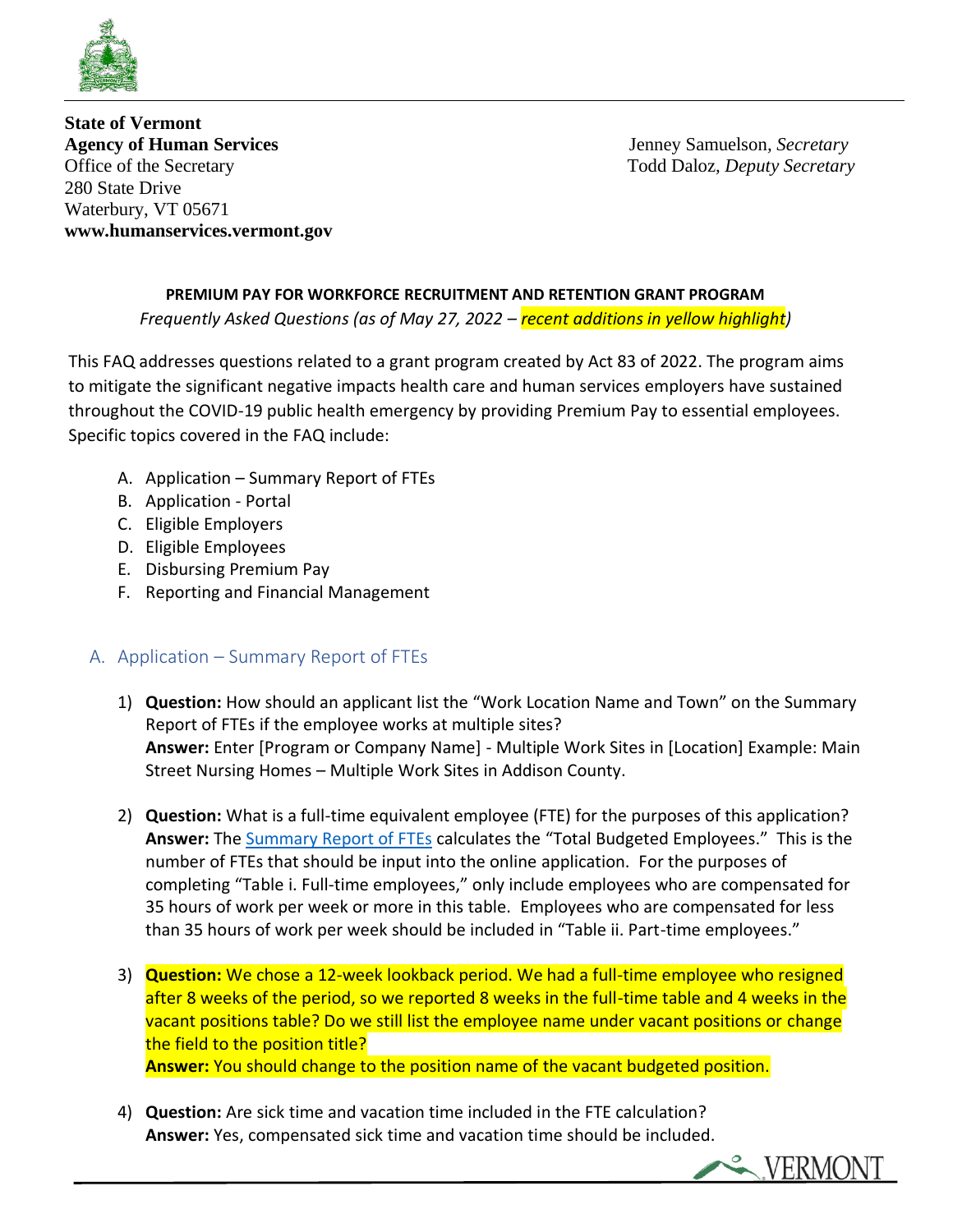**State of Vermont**
**Agency of Human Services**
Office of the Secretary
280 State Drive
Waterbury, VT 05671
**www.humanservices.vermont.gov**

Jenney Samuelson, *Secretary*
Todd Daloz, *Deputy Secretary*

**PREMIUM PAY FOR WORKFORCE RECRUITMENT AND RETENTION GRANT PROGRAM**

*Frequently Asked Questions (as of May 27, 2022 – recent additions in yellow highlight)*

This FAQ addresses questions related to a grant program created by Act 83 of 2022. The program aims to mitigate the significant negative impacts health care and human services employers have sustained throughout the COVID-19 public health emergency by providing Premium Pay to essential employees. Specific topics covered in the FAQ include:

A. Application – Summary Report of FTEs
B. Application - Portal
C. Eligible Employers
D. Eligible Employees
E. Disbursing Premium Pay
F. Reporting and Financial Management

## A. Application – Summary Report of FTEs

1) **Question:** How should an applicant list the "Work Location Name and Town" on the Summary Report of FTEs if the employee works at multiple sites?
**Answer:** Enter [Program or Company Name] - Multiple Work Sites in [Location] Example: Main Street Nursing Homes – Multiple Work Sites in Addison County.

2) **Question:** What is a full-time equivalent employee (FTE) for the purposes of this application?
**Answer:** The Summary Report of FTEs calculates the "Total Budgeted Employees." This is the number of FTEs that should be input into the online application. For the purposes of completing "Table i. Full-time employees," only include employees who are compensated for 35 hours of work per week or more in this table. Employees who are compensated for less than 35 hours of work per week should be included in "Table ii. Part-time employees."

3) **Question:** We chose a 12-week lookback period. We had a full-time employee who resigned after 8 weeks of the period, so we reported 8 weeks in the full-time table and 4 weeks in the vacant positions table? Do we still list the employee name under vacant positions or change the field to the position title?
**Answer:** You should change to the position name of the vacant budgeted position.

4) **Question:** Are sick time and vacation time included in the FTE calculation?
**Answer:** Yes, compensated sick time and vacation time should be included.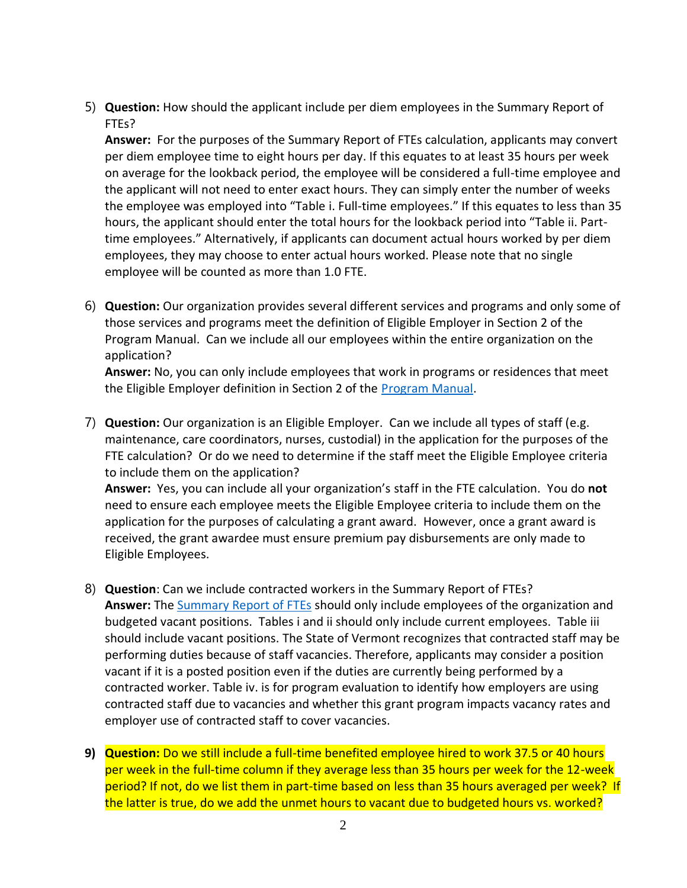5) **Question:** How should the applicant include per diem employees in the Summary Report of FTEs?
   **Answer:** For the purposes of the Summary Report of FTEs calculation, applicants may convert per diem employee time to eight hours per day. If this equates to at least 35 hours per week on average for the lookback period, the employee will be considered a full-time employee and the applicant will not need to enter exact hours. They can simply enter the number of weeks the employee was employed into "Table i. Full-time employees." If this equates to less than 35 hours, the applicant should enter the total hours for the lookback period into "Table ii. Part-time employees." Alternatively, if applicants can document actual hours worked by per diem employees, they may choose to enter actual hours worked. Please note that no single employee will be counted as more than 1.0 FTE.

6) **Question:** Our organization provides several different services and programs and only some of those services and programs meet the definition of Eligible Employer in Section 2 of the Program Manual. Can we include all our employees within the entire organization on the application?
   **Answer:** No, you can only include employees that work in programs or residences that meet the Eligible Employer definition in Section 2 of the [Program Manual](Program Manual).

7) **Question:** Our organization is an Eligible Employer. Can we include all types of staff (e.g. maintenance, care coordinators, nurses, custodial) in the application for the purposes of the FTE calculation? Or do we need to determine if the staff meet the Eligible Employee criteria to include them on the application?
   **Answer:** Yes, you can include all your organization's staff in the FTE calculation. You do **not** need to ensure each employee meets the Eligible Employee criteria to include them on the application for the purposes of calculating a grant award. However, once a grant award is received, the grant awardee must ensure premium pay disbursements are only made to Eligible Employees.

8) **Question**: Can we include contracted workers in the Summary Report of FTEs?
   **Answer:** The [Summary Report of FTEs](Summary Report of FTEs) should only include employees of the organization and budgeted vacant positions. Tables i and ii should only include current employees. Table iii should include vacant positions. The State of Vermont recognizes that contracted staff may be performing duties because of staff vacancies. Therefore, applicants may consider a position vacant if it is a posted position even if the duties are currently being performed by a contracted worker. Table iv. is for program evaluation to identify how employers are using contracted staff due to vacancies and whether this grant program impacts vacancy rates and employer use of contracted staff to cover vacancies.

**9)** **Question:** Do we still include a full-time benefited employee hired to work 37.5 or 40 hours per week in the full-time column if they average less than 35 hours per week for the 12-week period? If not, do we list them in part-time based on less than 35 hours averaged per week? If the latter is true, do we add the unmet hours to vacant due to budgeted hours vs. worked?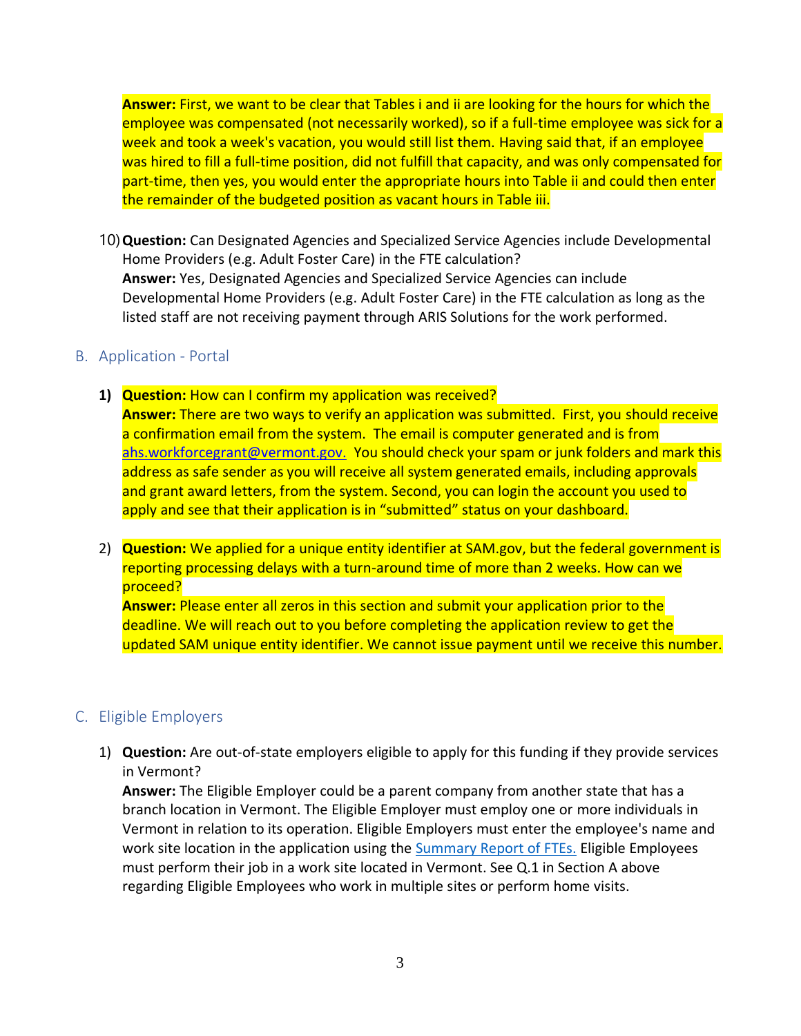**Answer:** First, we want to be clear that Tables i and ii are looking for the hours for which the employee was compensated (not necessarily worked), so if a full-time employee was sick for a week and took a week's vacation, you would still list them. Having said that, if an employee was hired to fill a full-time position, did not fulfill that capacity, and was only compensated for part-time, then yes, you would enter the appropriate hours into Table ii and could then enter the remainder of the budgeted position as vacant hours in Table iii.

10) **Question:** Can Designated Agencies and Specialized Service Agencies include Developmental Home Providers (e.g. Adult Foster Care) in the FTE calculation?
**Answer:** Yes, Designated Agencies and Specialized Service Agencies can include Developmental Home Providers (e.g. Adult Foster Care) in the FTE calculation as long as the listed staff are not receiving payment through ARIS Solutions for the work performed.

## B. Application - Portal

1) **Question:** How can I confirm my application was received?
**Answer:** There are two ways to verify an application was submitted. First, you should receive a confirmation email from the system. The email is computer generated and is from ahs.workforcegrant@vermont.gov. You should check your spam or junk folders and mark this address as safe sender as you will receive all system generated emails, including approvals and grant award letters, from the system. Second, you can login the account you used to apply and see that their application is in "submitted" status on your dashboard.

2) **Question:** We applied for a unique entity identifier at SAM.gov, but the federal government is reporting processing delays with a turn-around time of more than 2 weeks. How can we proceed?
**Answer:** Please enter all zeros in this section and submit your application prior to the deadline. We will reach out to you before completing the application review to get the updated SAM unique entity identifier. We cannot issue payment until we receive this number.

## C. Eligible Employers

1) **Question:** Are out-of-state employers eligible to apply for this funding if they provide services in Vermont?
**Answer:** The Eligible Employer could be a parent company from another state that has a branch location in Vermont. The Eligible Employer must employ one or more individuals in Vermont in relation to its operation. Eligible Employers must enter the employee's name and work site location in the application using the Summary Report of FTEs. Eligible Employees must perform their job in a work site located in Vermont. See Q.1 in Section A above regarding Eligible Employees who work in multiple sites or perform home visits.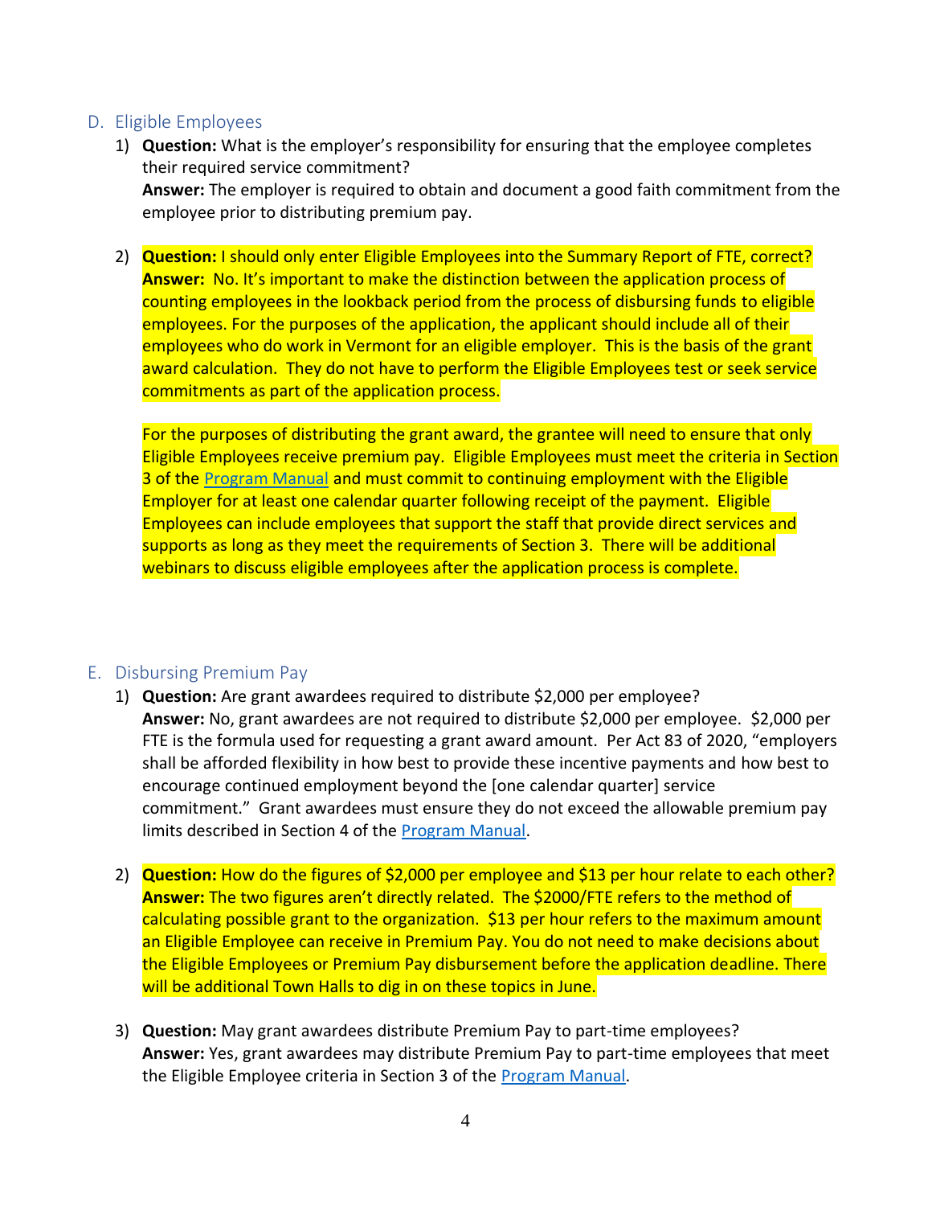## D. Eligible Employees

1) **Question:** What is the employer's responsibility for ensuring that the employee completes their required service commitment?
   **Answer:** The employer is required to obtain and document a good faith commitment from the employee prior to distributing premium pay.

2) **Question:** I should only enter Eligible Employees into the Summary Report of FTE, correct?
   **Answer:** No. It's important to make the distinction between the application process of counting employees in the lookback period from the process of disbursing funds to eligible employees. For the purposes of the application, the applicant should include all of their employees who do work in Vermont for an eligible employer. This is the basis of the grant award calculation. They do not have to perform the Eligible Employees test or seek service commitments as part of the application process.

   For the purposes of distributing the grant award, the grantee will need to ensure that only Eligible Employees receive premium pay. Eligible Employees must meet the criteria in Section 3 of the Program Manual and must commit to continuing employment with the Eligible Employer for at least one calendar quarter following receipt of the payment. Eligible Employees can include employees that support the staff that provide direct services and supports as long as they meet the requirements of Section 3. There will be additional webinars to discuss eligible employees after the application process is complete.

## E. Disbursing Premium Pay

1) **Question:** Are grant awardees required to distribute $2,000 per employee?
   **Answer:** No, grant awardees are not required to distribute $2,000 per employee. $2,000 per FTE is the formula used for requesting a grant award amount. Per Act 83 of 2020, "employers shall be afforded flexibility in how best to provide these incentive payments and how best to encourage continued employment beyond the [one calendar quarter] service commitment." Grant awardees must ensure they do not exceed the allowable premium pay limits described in Section 4 of the Program Manual.

2) **Question:** How do the figures of $2,000 per employee and $13 per hour relate to each other?
   **Answer:** The two figures aren't directly related. The $2000/FTE refers to the method of calculating possible grant to the organization. $13 per hour refers to the maximum amount an Eligible Employee can receive in Premium Pay. You do not need to make decisions about the Eligible Employees or Premium Pay disbursement before the application deadline. There will be additional Town Halls to dig in on these topics in June.

3) **Question:** May grant awardees distribute Premium Pay to part-time employees?
   **Answer:** Yes, grant awardees may distribute Premium Pay to part-time employees that meet the Eligible Employee criteria in Section 3 of the Program Manual.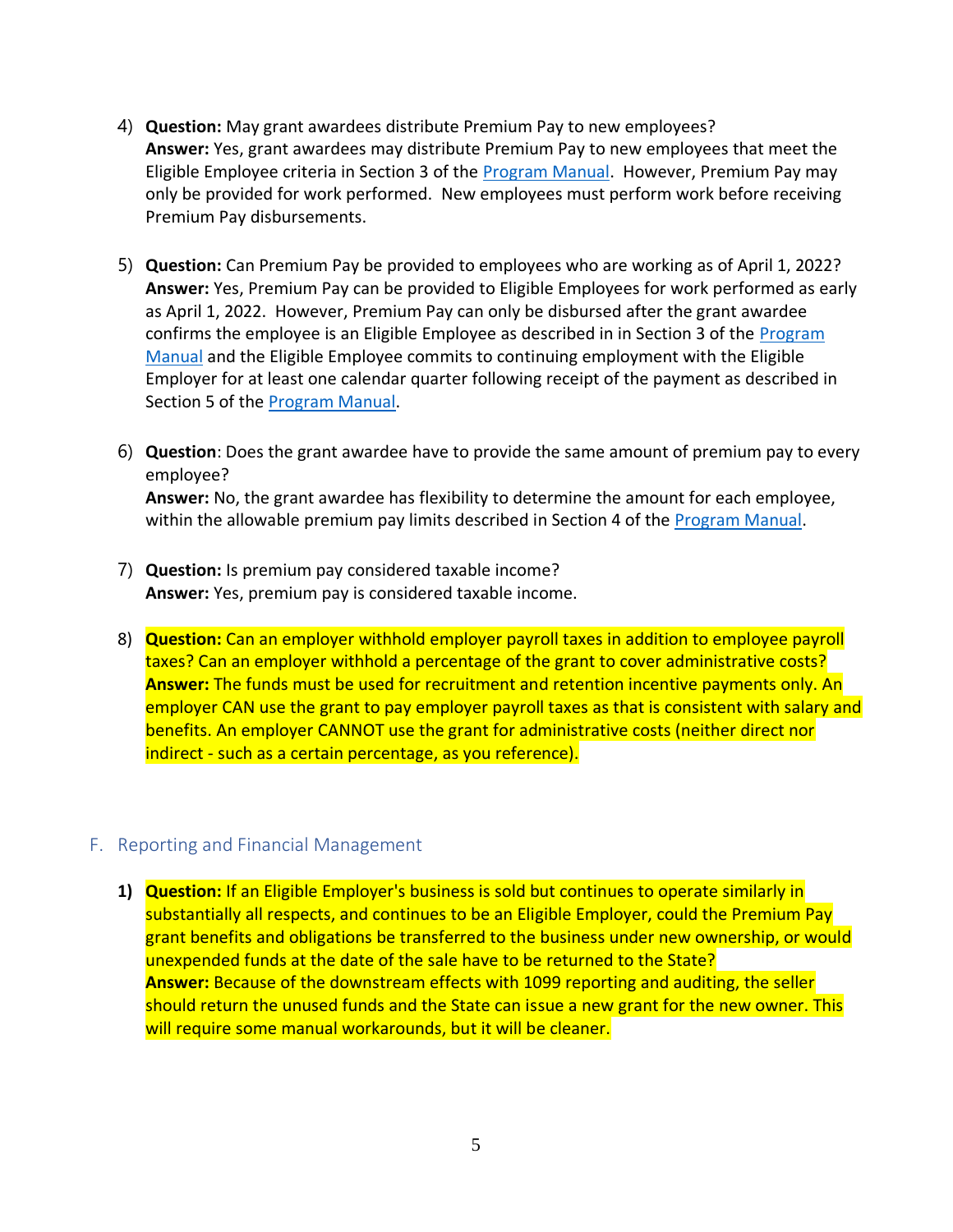4) **Question:** May grant awardees distribute Premium Pay to new employees?
   **Answer:** Yes, grant awardees may distribute Premium Pay to new employees that meet the Eligible Employee criteria in Section 3 of the [Program Manual](). However, Premium Pay may only be provided for work performed. New employees must perform work before receiving Premium Pay disbursements.

5) **Question:** Can Premium Pay be provided to employees who are working as of April 1, 2022?
   **Answer:** Yes, Premium Pay can be provided to Eligible Employees for work performed as early as April 1, 2022. However, Premium Pay can only be disbursed after the grant awardee confirms the employee is an Eligible Employee as described in in Section 3 of the [Program Manual]() and the Eligible Employee commits to continuing employment with the Eligible Employer for at least one calendar quarter following receipt of the payment as described in Section 5 of the [Program Manual]().

6) **Question**: Does the grant awardee have to provide the same amount of premium pay to every employee?
   **Answer:** No, the grant awardee has flexibility to determine the amount for each employee, within the allowable premium pay limits described in Section 4 of the [Program Manual]().

7) **Question:** Is premium pay considered taxable income?
   **Answer:** Yes, premium pay is considered taxable income.

8) **Question:** Can an employer withhold employer payroll taxes in addition to employee payroll taxes? Can an employer withhold a percentage of the grant to cover administrative costs?
   **Answer:** The funds must be used for recruitment and retention incentive payments only. An employer CAN use the grant to pay employer payroll taxes as that is consistent with salary and benefits. An employer CANNOT use the grant for administrative costs (neither direct nor indirect - such as a certain percentage, as you reference).

## F. Reporting and Financial Management

**1)** **Question:** If an Eligible Employer's business is sold but continues to operate similarly in substantially all respects, and continues to be an Eligible Employer, could the Premium Pay grant benefits and obligations be transferred to the business under new ownership, or would unexpended funds at the date of the sale have to be returned to the State?
**Answer:** Because of the downstream effects with 1099 reporting and auditing, the seller should return the unused funds and the State can issue a new grant for the new owner. This will require some manual workarounds, but it will be cleaner.